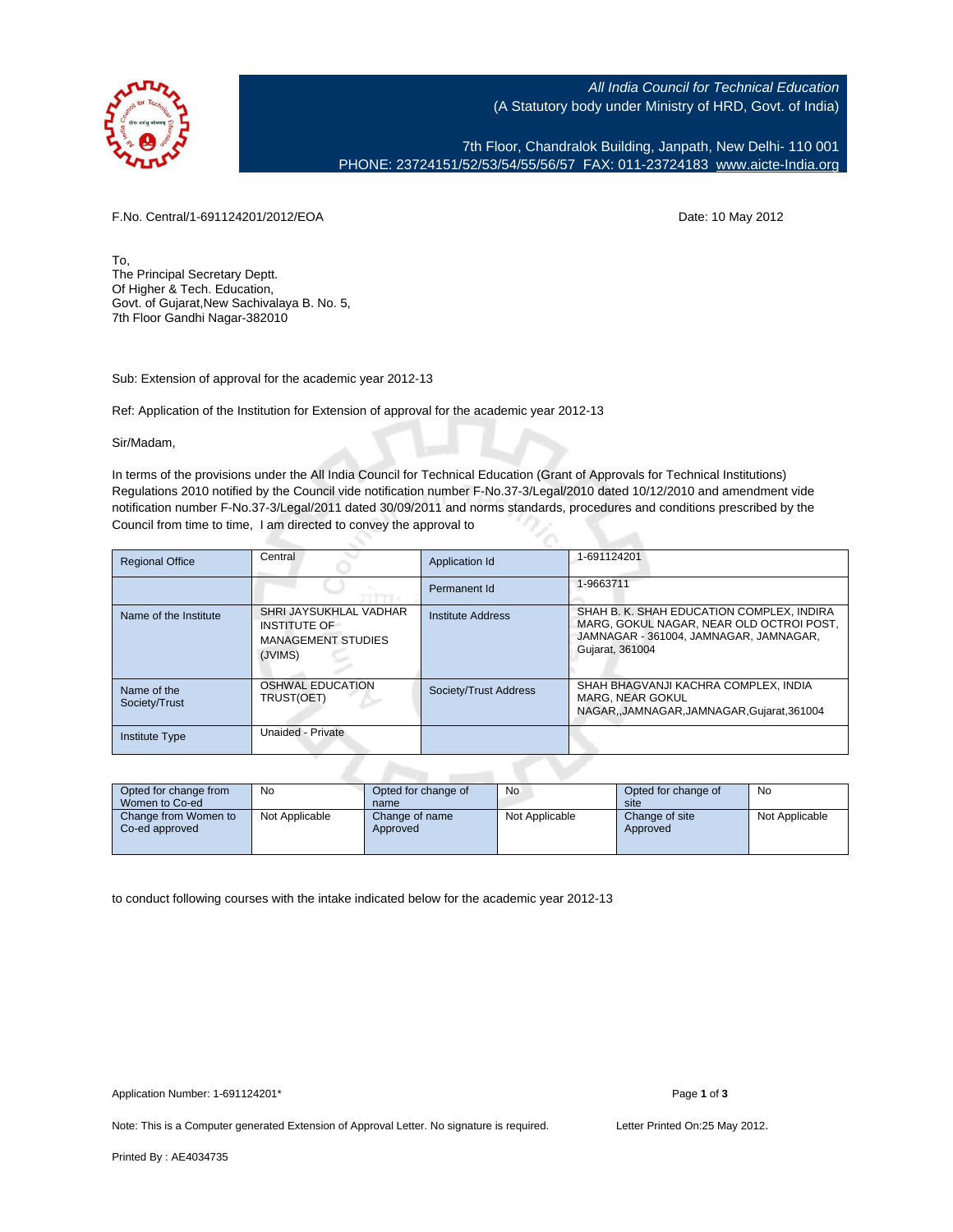*All India Council for Technical Education*
(A Statutory body under Ministry of HRD, Govt. of India)

7th Floor, Chandralok Building, Janpath, New Delhi- 110 001
PHONE: 23724151/52/53/54/55/56/57 FAX: 011-23724183 www.aicte-India.org

F.No. Central/1-691124201/2012/EOA

Date: 10 May 2012

To,
The Principal Secretary Deptt.
Of Higher & Tech. Education,
Govt. of Gujarat,New Sachivalaya B. No. 5,
7th Floor Gandhi Nagar-382010

Sub: Extension of approval for the academic year 2012-13

Ref: Application of the Institution for Extension of approval for the academic year 2012-13

Sir/Madam,

In terms of the provisions under the All India Council for Technical Education (Grant of Approvals for Technical Institutions) Regulations 2010 notified by the Council vide notification number F-No.37-3/Legal/2010 dated 10/12/2010 and amendment vide notification number F-No.37-3/Legal/2011 dated 30/09/2011 and norms standards, procedures and conditions prescribed by the Council from time to time, I am directed to convey the approval to

| Regional Office | Central | Application Id | 1-691124201 |
|---|---|---|---|
| | | Permanent Id | 1-9663711 |
| Name of the Institute | SHRI JAYSUKHLAL VADHAR INSTITUTE OF MANAGEMENT STUDIES (JVIMS) | Institute Address | SHAH B. K. SHAH EDUCATION COMPLEX, INDIRA MARG, GOKUL NAGAR, NEAR OLD OCTROI POST, JAMNAGAR - 361004, JAMNAGAR, JAMNAGAR, Gujarat, 361004 |
| Name of the Society/Trust | OSHWAL EDUCATION TRUST(OET) | Society/Trust Address | SHAH BHAGVANJI KACHRA COMPLEX, INDIA MARG, NEAR GOKUL NAGAR,,JAMNAGAR,JAMNAGAR,Gujarat,361004 |
| Institute Type | Unaided - Private | | |

| Opted for change from Women to Co-ed | No | Opted for change of name | No | Opted for change of site | No |
|---|---|---|---|---|---|
| Change from Women to Co-ed approved | Not Applicable | Change of name Approved | Not Applicable | Change of site Approved | Not Applicable |

to conduct following courses with the intake indicated below for the academic year 2012-13

Application Number: 1-691124201*

Note: This is a Computer generated Extension of Approval Letter. No signature is required.

Letter Printed On:25 May 2012.

Printed By : AE4034735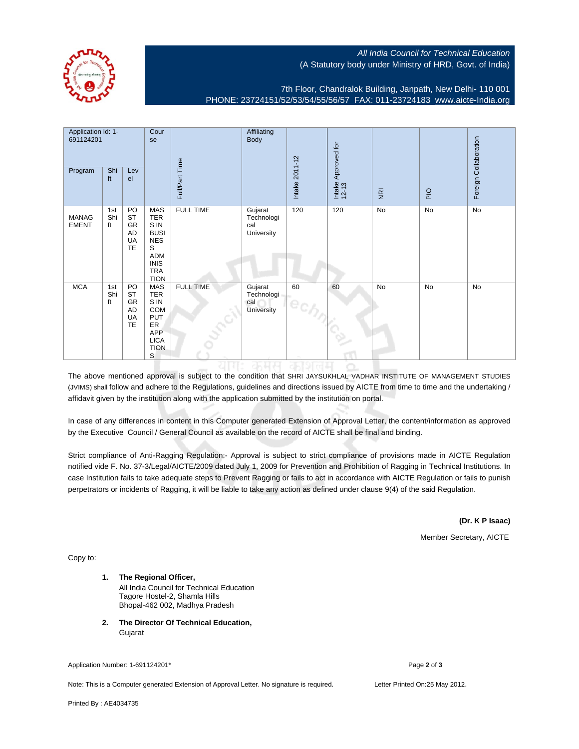All India Council for Technical Education
(A Statutory body under Ministry of HRD, Govt. of India)

7th Floor, Chandralok Building, Janpath, New Delhi- 110 001
PHONE: 23724151/52/53/54/55/56/57 FAX: 011-23724183 www.aicte-India.org

| Application Id: 1-691124201 | | | Course | Full/Part Time | Affiliating Body | Intake 2011-12 | Intake Approved for 12-13 | NRI | PIO | Foreign Collaboration |
|---|---|---|---|---|---|---|---|---|---|---|
| Program | Shift | Level | | | | | | | | |
| MANAGEMENT | 1st Shift | POST GRADUATE | MASTERS IN BUSINESS ADMINISTRATION | FULL TIME | Gujarat Technological University | 120 | 120 | No | No | No |
| MCA | 1st Shift | POST GRADUATE | MASTERS IN COMPUTER APPLICATIONS | FULL TIME | Gujarat Technological University | 60 | 60 | No | No | No |

The above mentioned approval is subject to the condition that SHRI JAYSUKHLAL VADHAR INSTITUTE OF MANAGEMENT STUDIES (JVIMS) shall follow and adhere to the Regulations, guidelines and directions issued by AICTE from time to time and the undertaking / affidavit given by the institution along with the application submitted by the institution on portal.

In case of any differences in content in this Computer generated Extension of Approval Letter, the content/information as approved by the Executive Council / General Council as available on the record of AICTE shall be final and binding.

Strict compliance of Anti-Ragging Regulation:- Approval is subject to strict compliance of provisions made in AICTE Regulation notified vide F. No. 37-3/Legal/AICTE/2009 dated July 1, 2009 for Prevention and Prohibition of Ragging in Technical Institutions. In case Institution fails to take adequate steps to Prevent Ragging or fails to act in accordance with AICTE Regulation or fails to punish perpetrators or incidents of Ragging, it will be liable to take any action as defined under clause 9(4) of the said Regulation.

**(Dr. K P Isaac)**

Member Secretary, AICTE

Copy to:

1. **The Regional Officer,**
   All India Council for Technical Education
   Tagore Hostel-2, Shamla Hills
   Bhopal-462 002, Madhya Pradesh

2. **The Director Of Technical Education,**
   Gujarat

Application Number: 1-691124201*

Note: This is a Computer generated Extension of Approval Letter. No signature is required.

Letter Printed On:25 May 2012.

Printed By : AE4034735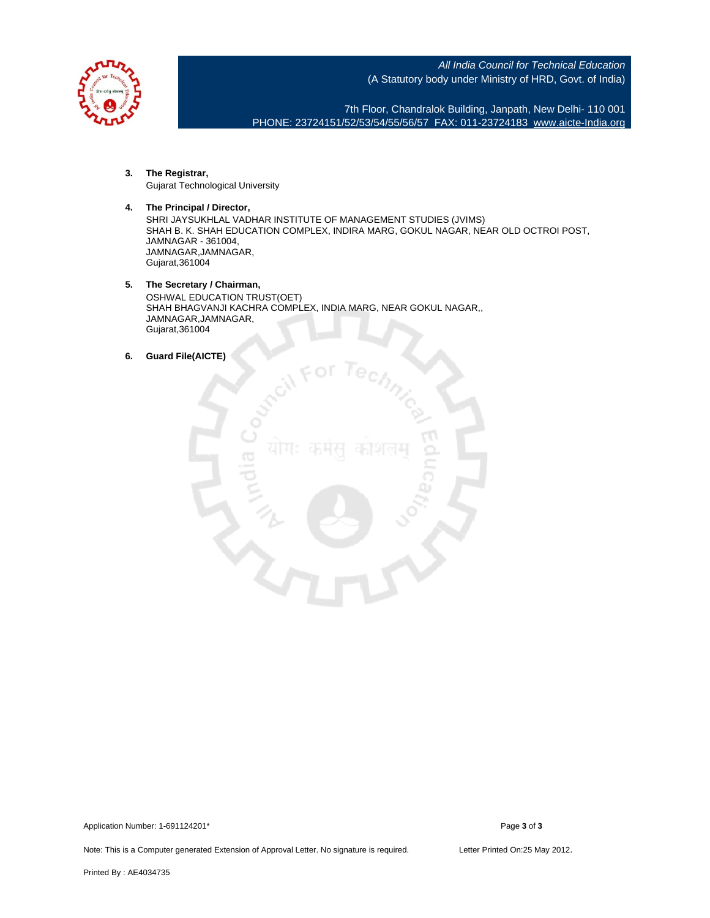3. **The Registrar,**
   Gujarat Technological University

4. **The Principal / Director,**
   SHRI JAYSUKHLAL VADHAR INSTITUTE OF MANAGEMENT STUDIES (JVIMS)
   SHAH B. K. SHAH EDUCATION COMPLEX, INDIRA MARG, GOKUL NAGAR, NEAR OLD OCTROI POST, JAMNAGAR - 361004,
   JAMNAGAR,JAMNAGAR,
   Gujarat,361004

5. **The Secretary / Chairman,**
   OSHWAL EDUCATION TRUST(OET)
   SHAH BHAGVANJI KACHRA COMPLEX, INDIA MARG, NEAR GOKUL NAGAR,,
   JAMNAGAR,JAMNAGAR,
   Gujarat,361004

6. **Guard File(AICTE)**